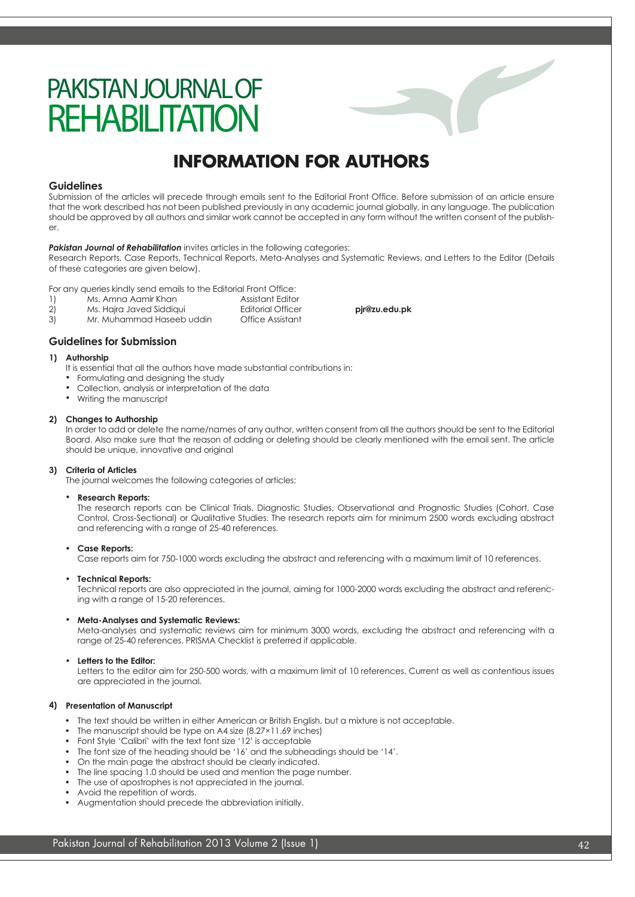# PAKISTAN JOURNAL OF REHABILITATION

## INFORMATION FOR AUTHORS

### Guidelines

Submission of the articles will precede through emails sent to the Editorial Front Office. Before submission of an article ensure that the work described has not been published previously in any academic journal globally, in any language. The publication should be approved by all authors and similar work cannot be accepted in any form without the written consent of the publisher.

***Pakistan Journal of Rehabilitation*** invites articles in the following categories:
Research Reports, Case Reports, Technical Reports, Meta-Analyses and Systematic Reviews, and Letters to the Editor (Details of these categories are given below).

For any queries kindly send emails to the Editorial Front Office:

1) Ms. Amna Aamir Khan — Assistant Editor
2) Ms. Hajra Javed Siddiqui — Editorial Officer — **pjr@zu.edu.pk**
3) Mr. Muhammad Haseeb uddin — Office Assistant

### Guidelines for Submission

**1) Authorship**

It is essential that all the authors have made substantial contributions in:

- Formulating and designing the study
- Collection, analysis or interpretation of the data
- Writing the manuscript

**2) Changes to Authorship**

In order to add or delete the name/names of any author, written consent from all the authors should be sent to the Editorial Board. Also make sure that the reason of adding or deleting should be clearly mentioned with the email sent. The article should be unique, innovative and original

**3) Criteria of Articles**

The journal welcomes the following categories of articles:

- **Research Reports:**
  The research reports can be Clinical Trials, Diagnostic Studies, Observational and Prognostic Studies (Cohort, Case Control, Cross-Sectional) or Qualitative Studies. The research reports aim for minimum 2500 words excluding abstract and referencing with a range of 25-40 references.

- **Case Reports:**
  Case reports aim for 750-1000 words excluding the abstract and referencing with a maximum limit of 10 references.

- **Technical Reports:**
  Technical reports are also appreciated in the journal, aiming for 1000-2000 words excluding the abstract and referencing with a range of 15-20 references.

- **Meta-Analyses and Systematic Reviews:**
  Meta-analyses and systematic reviews aim for minimum 3000 words, excluding the abstract and referencing with a range of 25-40 references. PRISMA Checklist is preferred if applicable.

- **Letters to the Editor:**
  Letters to the editor aim for 250-500 words, with a maximum limit of 10 references. Current as well as contentious issues are appreciated in the journal.

**4) Presentation of Manuscript**

- The text should be written in either American or British English, but a mixture is not acceptable.
- The manuscript should be type on A4 size (8.27×11.69 inches)
- Font Style 'Calibri' with the text font size '12' is acceptable
- The font size of the heading should be '16' and the subheadings should be '14'.
- On the main page the abstract should be clearly indicated.
- The line spacing 1.0 should be used and mention the page number.
- The use of apostrophes is not appreciated in the journal.
- Avoid the repetition of words.
- Augmentation should precede the abbreviation initially.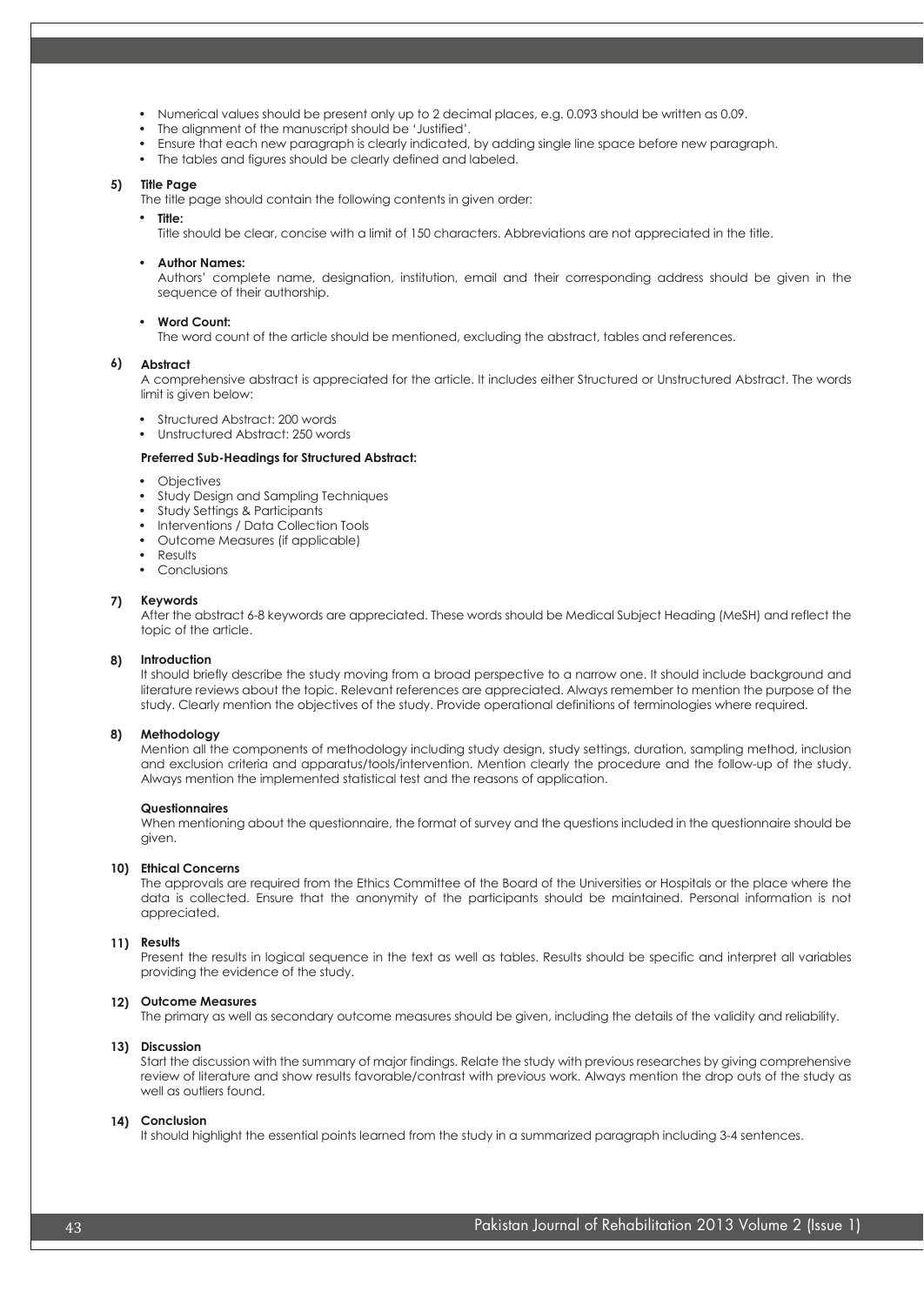- Numerical values should be present only up to 2 decimal places, e.g. 0.093 should be written as 0.09.
- The alignment of the manuscript should be 'Justified'.
- Ensure that each new paragraph is clearly indicated, by adding single line space before new paragraph.
- The tables and figures should be clearly defined and labeled.

**5) Title Page**

The title page should contain the following contents in given order:

- **Title:**
  Title should be clear, concise with a limit of 150 characters. Abbreviations are not appreciated in the title.

- **Author Names:**
  Authors' complete name, designation, institution, email and their corresponding address should be given in the sequence of their authorship.

- **Word Count:**
  The word count of the article should be mentioned, excluding the abstract, tables and references.

**6) Abstract**

A comprehensive abstract is appreciated for the article. It includes either Structured or Unstructured Abstract. The words limit is given below:

- Structured Abstract: 200 words
- Unstructured Abstract: 250 words

**Preferred Sub-Headings for Structured Abstract:**

- Objectives
- Study Design and Sampling Techniques
- Study Settings & Participants
- Interventions / Data Collection Tools
- Outcome Measures (if applicable)
- Results
- Conclusions

**7) Keywords**

After the abstract 6-8 keywords are appreciated. These words should be Medical Subject Heading (MeSH) and reflect the topic of the article.

**8) Introduction**

It should briefly describe the study moving from a broad perspective to a narrow one. It should include background and literature reviews about the topic. Relevant references are appreciated. Always remember to mention the purpose of the study. Clearly mention the objectives of the study. Provide operational definitions of terminologies where required.

**8) Methodology**

Mention all the components of methodology including study design, study settings, duration, sampling method, inclusion and exclusion criteria and apparatus/tools/intervention. Mention clearly the procedure and the follow-up of the study. Always mention the implemented statistical test and the reasons of application.

**Questionnaires**

When mentioning about the questionnaire, the format of survey and the questions included in the questionnaire should be given.

**10) Ethical Concerns**

The approvals are required from the Ethics Committee of the Board of the Universities or Hospitals or the place where the data is collected. Ensure that the anonymity of the participants should be maintained. Personal information is not appreciated.

**11) Results**

Present the results in logical sequence in the text as well as tables. Results should be specific and interpret all variables providing the evidence of the study.

**12) Outcome Measures**

The primary as well as secondary outcome measures should be given, including the details of the validity and reliability.

**13) Discussion**

Start the discussion with the summary of major findings. Relate the study with previous researches by giving comprehensive review of literature and show results favorable/contrast with previous work. Always mention the drop outs of the study as well as outliers found.

**14) Conclusion**

It should highlight the essential points learned from the study in a summarized paragraph including 3-4 sentences.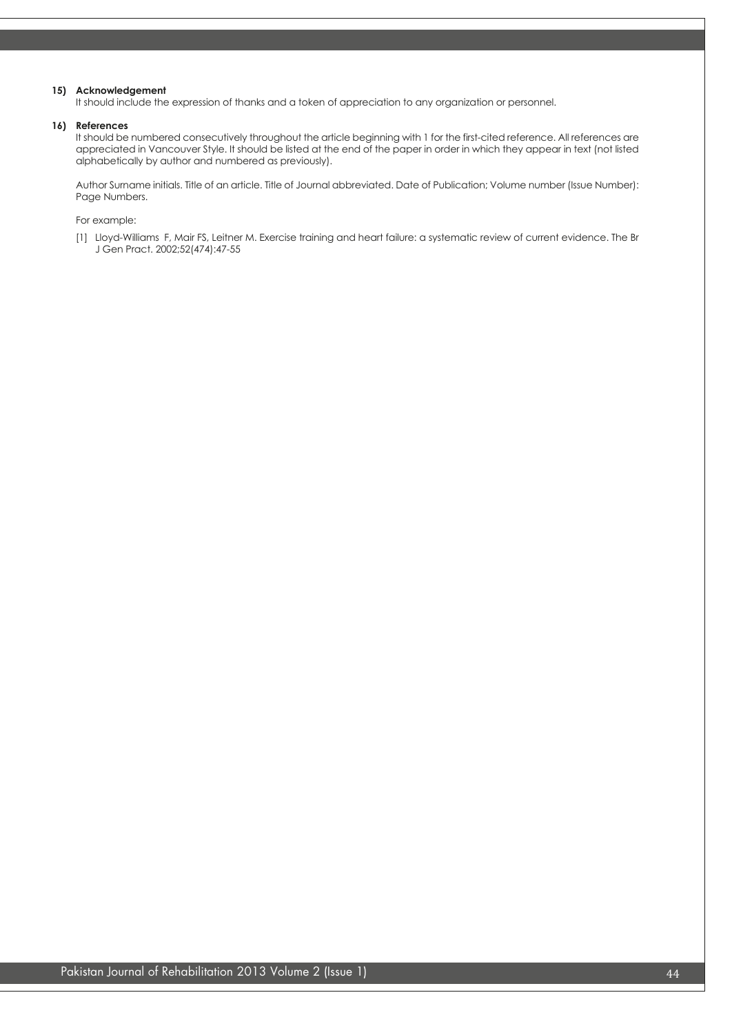**15) Acknowledgement**

It should include the expression of thanks and a token of appreciation to any organization or personnel.

**16) References**

It should be numbered consecutively throughout the article beginning with 1 for the first-cited reference. All references are appreciated in Vancouver Style. It should be listed at the end of the paper in order in which they appear in text (not listed alphabetically by author and numbered as previously).

Author Surname initials. Title of an article. Title of Journal abbreviated. Date of Publication; Volume number (Issue Number): Page Numbers.

For example:

[1] Lloyd-Williams F, Mair FS, Leitner M. Exercise training and heart failure: a systematic review of current evidence. The Br J Gen Pract. 2002;52(474):47-55